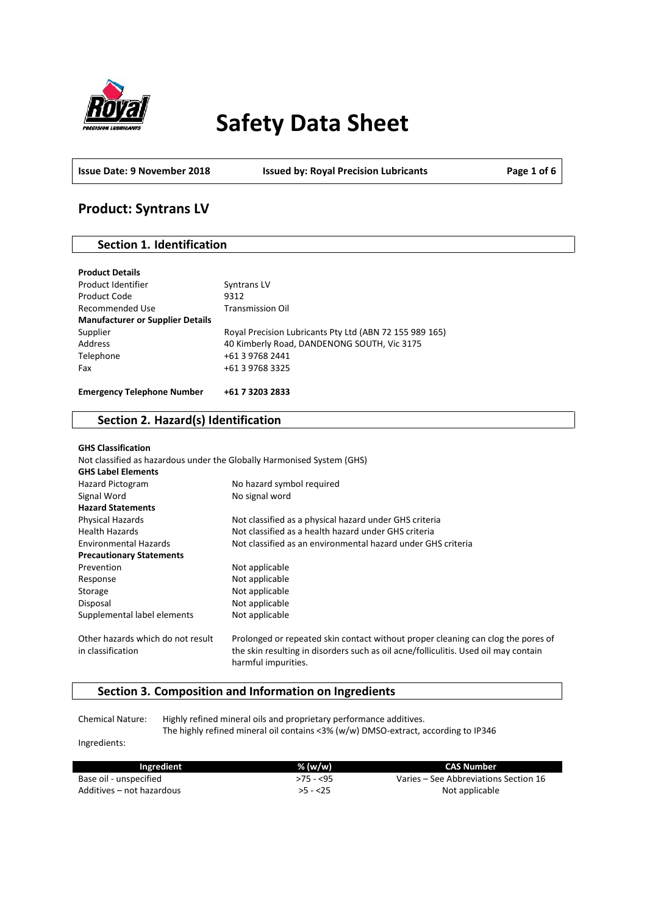# Safety Data Sheet

| Issue Date: 9 November 2018 | Issued by: Royal Precision Lubricants |
|---|---|

## Product: Syntrans LV

## Section 1. Identification

**Product Details**

| | |
|---|---|
| Product Identifier | Syntrans LV |
| Product Code | 9312 |
| Recommended Use | Transmission Oil |
| **Manufacturer or Supplier Details** | |
| Supplier | Royal Precision Lubricants Pty Ltd (ABN 72 155 989 165) |
| Address | 40 Kimberly Road, DANDENONG SOUTH, Vic 3175 |
| Telephone | +61 3 9768 2441 |
| Fax | +61 3 9768 3325 |

**Emergency Telephone Number** **+61 7 3203 2833**

## Section 2. Hazard(s) Identification

**GHS Classification**

Not classified as hazardous under the Globally Harmonised System (GHS)

**GHS Label Elements**

| | |
|---|---|
| Hazard Pictogram | No hazard symbol required |
| Signal Word | No signal word |
| **Hazard Statements** | |
| Physical Hazards | Not classified as a physical hazard under GHS criteria |
| Health Hazards | Not classified as a health hazard under GHS criteria |
| Environmental Hazards | Not classified as an environmental hazard under GHS criteria |
| **Precautionary Statements** | |
| Prevention | Not applicable |
| Response | Not applicable |
| Storage | Not applicable |
| Disposal | Not applicable |
| Supplemental label elements | Not applicable |
| Other hazards which do not result in classification | Prolonged or repeated skin contact without proper cleaning can clog the pores of the skin resulting in disorders such as oil acne/folliculitis. Used oil may contain harmful impurities. |

## Section 3. Composition and Information on Ingredients

Chemical Nature: Highly refined mineral oils and proprietary performance additives.
The highly refined mineral oil contains <3% (w/w) DMSO-extract, according to IP346

Ingredients:

| Ingredient | % (w/w) | CAS Number |
|---|---|---|
| Base oil - unspecified | >75 - <95 | Varies – See Abbreviations Section 16 |
| Additives – not hazardous | >5 - <25 | Not applicable |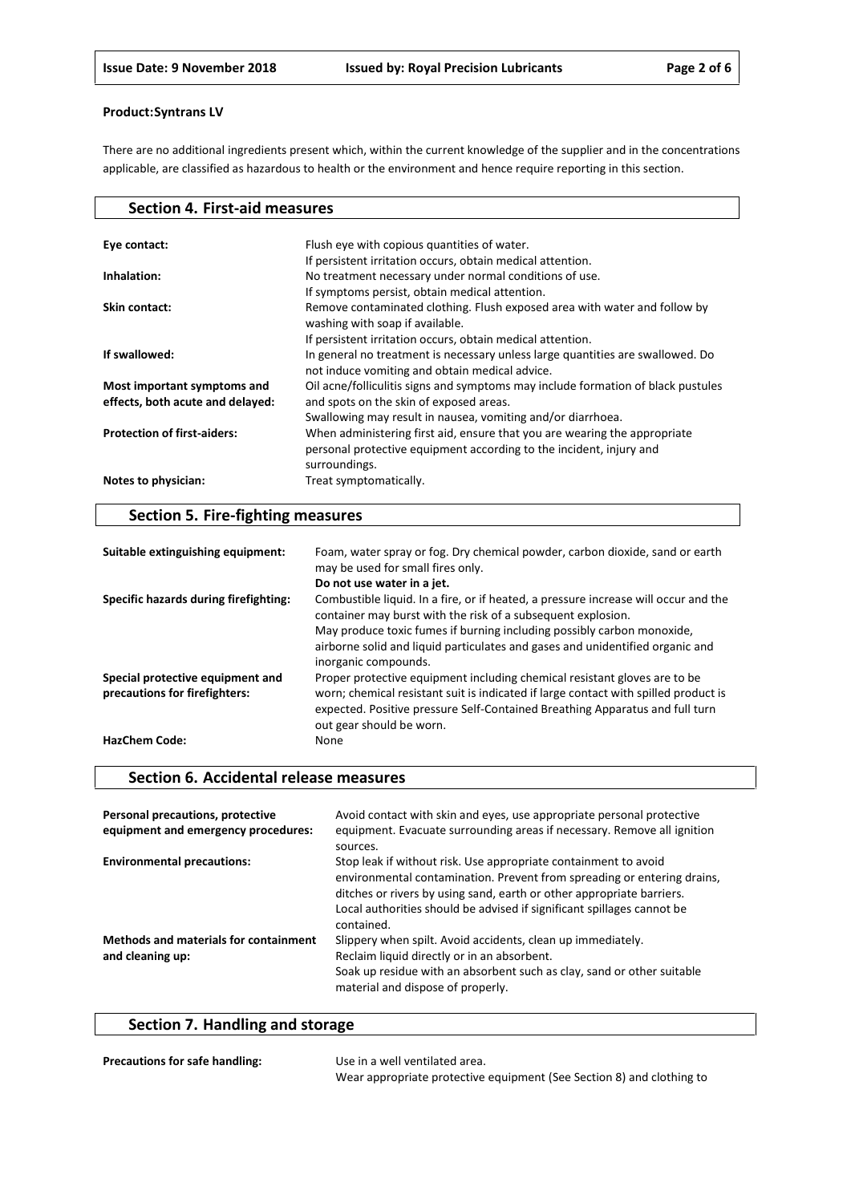**Product:Syntrans LV**

There are no additional ingredients present which, within the current knowledge of the supplier and in the concentrations applicable, are classified as hazardous to health or the environment and hence require reporting in this section.

## Section 4. First-aid measures

| | |
|---|---|
| **Eye contact:** | Flush eye with copious quantities of water. If persistent irritation occurs, obtain medical attention. |
| **Inhalation:** | No treatment necessary under normal conditions of use. If symptoms persist, obtain medical attention. |
| **Skin contact:** | Remove contaminated clothing. Flush exposed area with water and follow by washing with soap if available. If persistent irritation occurs, obtain medical attention. |
| **If swallowed:** | In general no treatment is necessary unless large quantities are swallowed. Do not induce vomiting and obtain medical advice. |
| **Most important symptoms and effects, both acute and delayed:** | Oil acne/folliculitis signs and symptoms may include formation of black pustules and spots on the skin of exposed areas. Swallowing may result in nausea, vomiting and/or diarrhoea. |
| **Protection of first-aiders:** | When administering first aid, ensure that you are wearing the appropriate personal protective equipment according to the incident, injury and surroundings. |
| **Notes to physician:** | Treat symptomatically. |

## Section 5. Fire-fighting measures

| | |
|---|---|
| **Suitable extinguishing equipment:** | Foam, water spray or fog. Dry chemical powder, carbon dioxide, sand or earth may be used for small fires only. **Do not use water in a jet.** |
| **Specific hazards during firefighting:** | Combustible liquid. In a fire, or if heated, a pressure increase will occur and the container may burst with the risk of a subsequent explosion. May produce toxic fumes if burning including possibly carbon monoxide, airborne solid and liquid particulates and gases and unidentified organic and inorganic compounds. |
| **Special protective equipment and precautions for firefighters:** | Proper protective equipment including chemical resistant gloves are to be worn; chemical resistant suit is indicated if large contact with spilled product is expected. Positive pressure Self-Contained Breathing Apparatus and full turn out gear should be worn. |
| **HazChem Code:** | None |

## Section 6. Accidental release measures

| | |
|---|---|
| **Personal precautions, protective equipment and emergency procedures:** | Avoid contact with skin and eyes, use appropriate personal protective equipment. Evacuate surrounding areas if necessary. Remove all ignition sources. |
| **Environmental precautions:** | Stop leak if without risk. Use appropriate containment to avoid environmental contamination. Prevent from spreading or entering drains, ditches or rivers by using sand, earth or other appropriate barriers. Local authorities should be advised if significant spillages cannot be contained. |
| **Methods and materials for containment and cleaning up:** | Slippery when spilt. Avoid accidents, clean up immediately. Reclaim liquid directly or in an absorbent. Soak up residue with an absorbent such as clay, sand or other suitable material and dispose of properly. |

## Section 7. Handling and storage

| | |
|---|---|
| **Precautions for safe handling:** | Use in a well ventilated area. Wear appropriate protective equipment (See Section 8) and clothing to |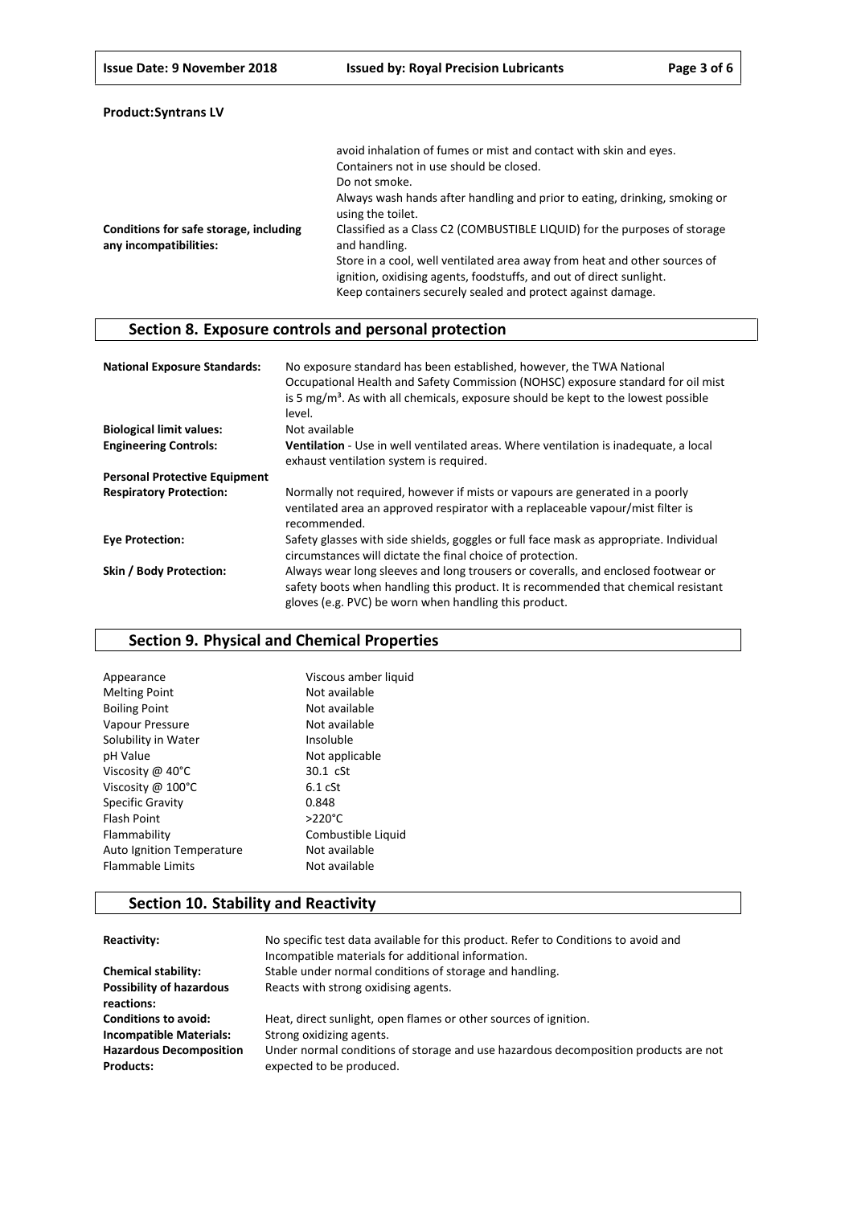**Product:Syntrans LV**

| | |
|---|---|
| | avoid inhalation of fumes or mist and contact with skin and eyes. Containers not in use should be closed. Do not smoke. Always wash hands after handling and prior to eating, drinking, smoking or using the toilet. |
| **Conditions for safe storage, including any incompatibilities:** | Classified as a Class C2 (COMBUSTIBLE LIQUID) for the purposes of storage and handling. Store in a cool, well ventilated area away from heat and other sources of ignition, oxidising agents, foodstuffs, and out of direct sunlight. Keep containers securely sealed and protect against damage. |

## Section 8. Exposure controls and personal protection

| | |
|---|---|
| **National Exposure Standards:** | No exposure standard has been established, however, the TWA National Occupational Health and Safety Commission (NOHSC) exposure standard for oil mist is 5 mg/m³. As with all chemicals, exposure should be kept to the lowest possible level. |
| **Biological limit values:** | Not available |
| **Engineering Controls:** | **Ventilation** - Use in well ventilated areas. Where ventilation is inadequate, a local exhaust ventilation system is required. |
| **Personal Protective Equipment** | |
| **Respiratory Protection:** | Normally not required, however if mists or vapours are generated in a poorly ventilated area an approved respirator with a replaceable vapour/mist filter is recommended. |
| **Eye Protection:** | Safety glasses with side shields, goggles or full face mask as appropriate. Individual circumstances will dictate the final choice of protection. |
| **Skin / Body Protection:** | Always wear long sleeves and long trousers or coveralls, and enclosed footwear or safety boots when handling this product. It is recommended that chemical resistant gloves (e.g. PVC) be worn when handling this product. |

## Section 9. Physical and Chemical Properties

| | |
|---|---|
| Appearance | Viscous amber liquid |
| Melting Point | Not available |
| Boiling Point | Not available |
| Vapour Pressure | Not available |
| Solubility in Water | Insoluble |
| pH Value | Not applicable |
| Viscosity @ 40°C | 30.1 cSt |
| Viscosity @ 100°C | 6.1 cSt |
| Specific Gravity | 0.848 |
| Flash Point | >220°C |
| Flammability | Combustible Liquid |
| Auto Ignition Temperature | Not available |
| Flammable Limits | Not available |

## Section 10. Stability and Reactivity

| | |
|---|---|
| **Reactivity:** | No specific test data available for this product. Refer to Conditions to avoid and Incompatible materials for additional information. |
| **Chemical stability:** | Stable under normal conditions of storage and handling. |
| **Possibility of hazardous reactions:** | Reacts with strong oxidising agents. |
| **Conditions to avoid:** | Heat, direct sunlight, open flames or other sources of ignition. |
| **Incompatible Materials:** | Strong oxidizing agents. |
| **Hazardous Decomposition Products:** | Under normal conditions of storage and use hazardous decomposition products are not expected to be produced. |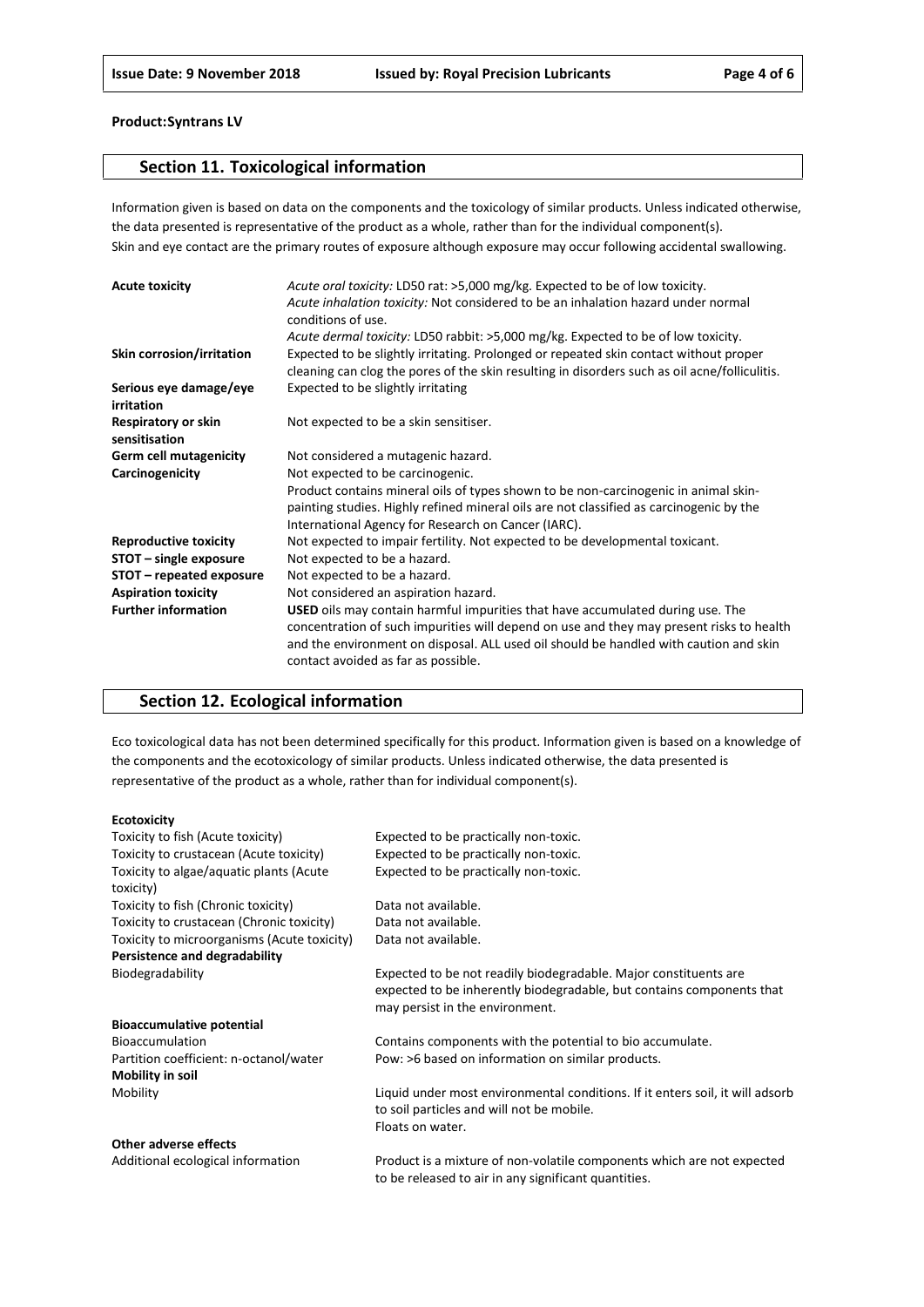**Product:Syntrans LV**

## Section 11. Toxicological information

Information given is based on data on the components and the toxicology of similar products. Unless indicated otherwise, the data presented is representative of the product as a whole, rather than for the individual component(s).
Skin and eye contact are the primary routes of exposure although exposure may occur following accidental swallowing.

| | |
|---|---|
| **Acute toxicity** | *Acute oral toxicity:* LD50 rat: >5,000 mg/kg. Expected to be of low toxicity.<br>*Acute inhalation toxicity:* Not considered to be an inhalation hazard under normal conditions of use.<br>*Acute dermal toxicity:* LD50 rabbit: >5,000 mg/kg. Expected to be of low toxicity. |
| **Skin corrosion/irritation** | Expected to be slightly irritating. Prolonged or repeated skin contact without proper cleaning can clog the pores of the skin resulting in disorders such as oil acne/folliculitis. |
| **Serious eye damage/eye irritation** | Expected to be slightly irritating |
| **Respiratory or skin sensitisation** | Not expected to be a skin sensitiser. |
| **Germ cell mutagenicity** | Not considered a mutagenic hazard. |
| **Carcinogenicity** | Not expected to be carcinogenic.<br>Product contains mineral oils of types shown to be non-carcinogenic in animal skin-painting studies. Highly refined mineral oils are not classified as carcinogenic by the International Agency for Research on Cancer (IARC). |
| **Reproductive toxicity** | Not expected to impair fertility. Not expected to be developmental toxicant. |
| **STOT – single exposure** | Not expected to be a hazard. |
| **STOT – repeated exposure** | Not expected to be a hazard. |
| **Aspiration toxicity** | Not considered an aspiration hazard. |
| **Further information** | **USED** oils may contain harmful impurities that have accumulated during use. The concentration of such impurities will depend on use and they may present risks to health and the environment on disposal. ALL used oil should be handled with caution and skin contact avoided as far as possible. |

## Section 12. Ecological information

Eco toxicological data has not been determined specifically for this product. Information given is based on a knowledge of the components and the ecotoxicology of similar products. Unless indicated otherwise, the data presented is representative of the product as a whole, rather than for individual component(s).

| | |
|---|---|
| **Ecotoxicity** | |
| Toxicity to fish (Acute toxicity) | Expected to be practically non-toxic. |
| Toxicity to crustacean (Acute toxicity) | Expected to be practically non-toxic. |
| Toxicity to algae/aquatic plants (Acute toxicity) | Expected to be practically non-toxic. |
| Toxicity to fish (Chronic toxicity) | Data not available. |
| Toxicity to crustacean (Chronic toxicity) | Data not available. |
| Toxicity to microorganisms (Acute toxicity) | Data not available. |
| **Persistence and degradability** | |
| Biodegradability | Expected to be not readily biodegradable. Major constituents are expected to be inherently biodegradable, but contains components that may persist in the environment. |
| **Bioaccumulative potential** | |
| Bioaccumulation | Contains components with the potential to bio accumulate. |
| Partition coefficient: n-octanol/water | Pow: >6 based on information on similar products. |
| **Mobility in soil** | |
| Mobility | Liquid under most environmental conditions. If it enters soil, it will adsorb to soil particles and will not be mobile.<br>Floats on water. |
| **Other adverse effects** | |
| Additional ecological information | Product is a mixture of non-volatile components which are not expected to be released to air in any significant quantities. |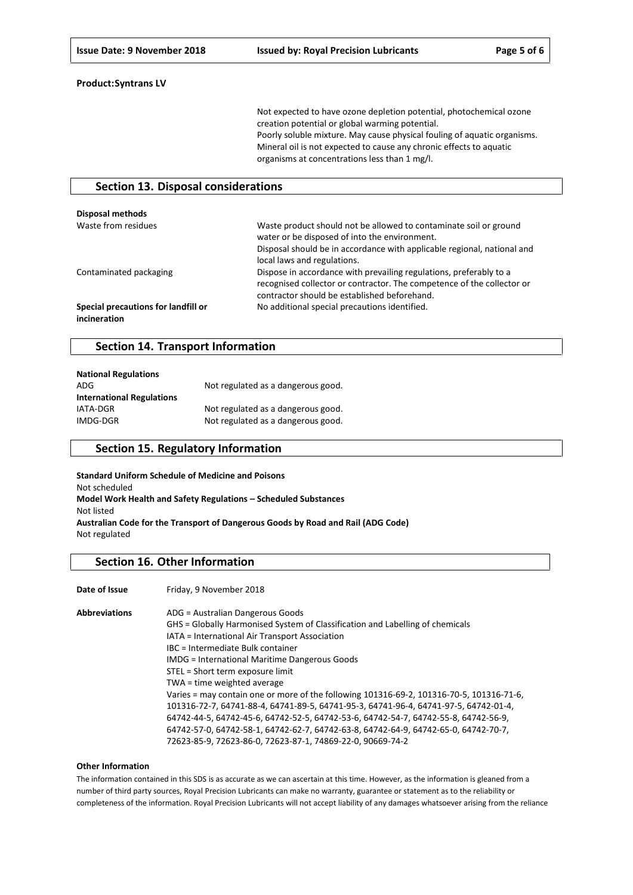**Product:Syntrans LV**

Not expected to have ozone depletion potential, photochemical ozone creation potential or global warming potential.
Poorly soluble mixture. May cause physical fouling of aquatic organisms.
Mineral oil is not expected to cause any chronic effects to aquatic organisms at concentrations less than 1 mg/l.

## Section 13. Disposal considerations

**Disposal methods**

| | |
|---|---|
| Waste from residues | Waste product should not be allowed to contaminate soil or ground water or be disposed of into the environment.<br>Disposal should be in accordance with applicable regional, national and local laws and regulations. |
| Contaminated packaging | Dispose in accordance with prevailing regulations, preferably to a recognised collector or contractor. The competence of the collector or contractor should be established beforehand. |
| **Special precautions for landfill or incineration** | No additional special precautions identified. |

## Section 14. Transport Information

**National Regulations**

| | |
|---|---|
| ADG | Not regulated as a dangerous good. |
| **International Regulations** | |
| IATA-DGR | Not regulated as a dangerous good. |
| IMDG-DGR | Not regulated as a dangerous good. |

## Section 15. Regulatory Information

**Standard Uniform Schedule of Medicine and Poisons**
Not scheduled
**Model Work Health and Safety Regulations – Scheduled Substances**
Not listed
**Australian Code for the Transport of Dangerous Goods by Road and Rail (ADG Code)**
Not regulated

## Section 16. Other Information

| | |
|---|---|
| **Date of Issue** | Friday, 9 November 2018 |
| **Abbreviations** | ADG = Australian Dangerous Goods<br>GHS = Globally Harmonised System of Classification and Labelling of chemicals<br>IATA = International Air Transport Association<br>IBC = Intermediate Bulk container<br>IMDG = International Maritime Dangerous Goods<br>STEL = Short term exposure limit<br>TWA = time weighted average<br>Varies = may contain one or more of the following 101316-69-2, 101316-70-5, 101316-71-6, 101316-72-7, 64741-88-4, 64741-89-5, 64741-95-3, 64741-96-4, 64741-97-5, 64742-01-4, 64742-44-5, 64742-45-6, 64742-52-5, 64742-53-6, 64742-54-7, 64742-55-8, 64742-56-9, 64742-57-0, 64742-58-1, 64742-62-7, 64742-63-8, 64742-64-9, 64742-65-0, 64742-70-7, 72623-85-9, 72623-86-0, 72623-87-1, 74869-22-0, 90669-74-2 |

**Other Information**

The information contained in this SDS is as accurate as we can ascertain at this time. However, as the information is gleaned from a number of third party sources, Royal Precision Lubricants can make no warranty, guarantee or statement as to the reliability or completeness of the information. Royal Precision Lubricants will not accept liability of any damages whatsoever arising from the reliance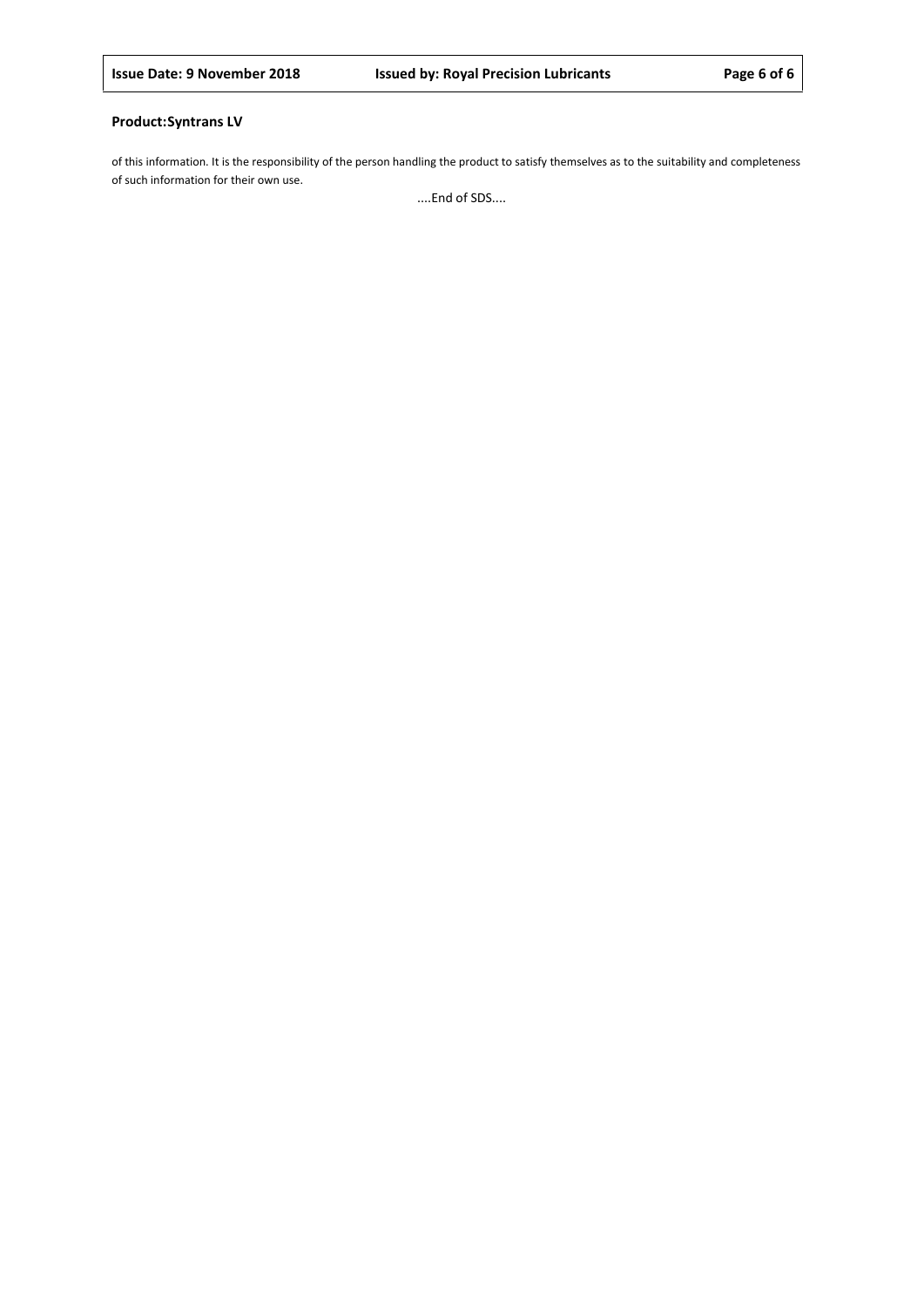**Product:Syntrans LV**

of this information. It is the responsibility of the person handling the product to satisfy themselves as to the suitability and completeness of such information for their own use.

....End of SDS....